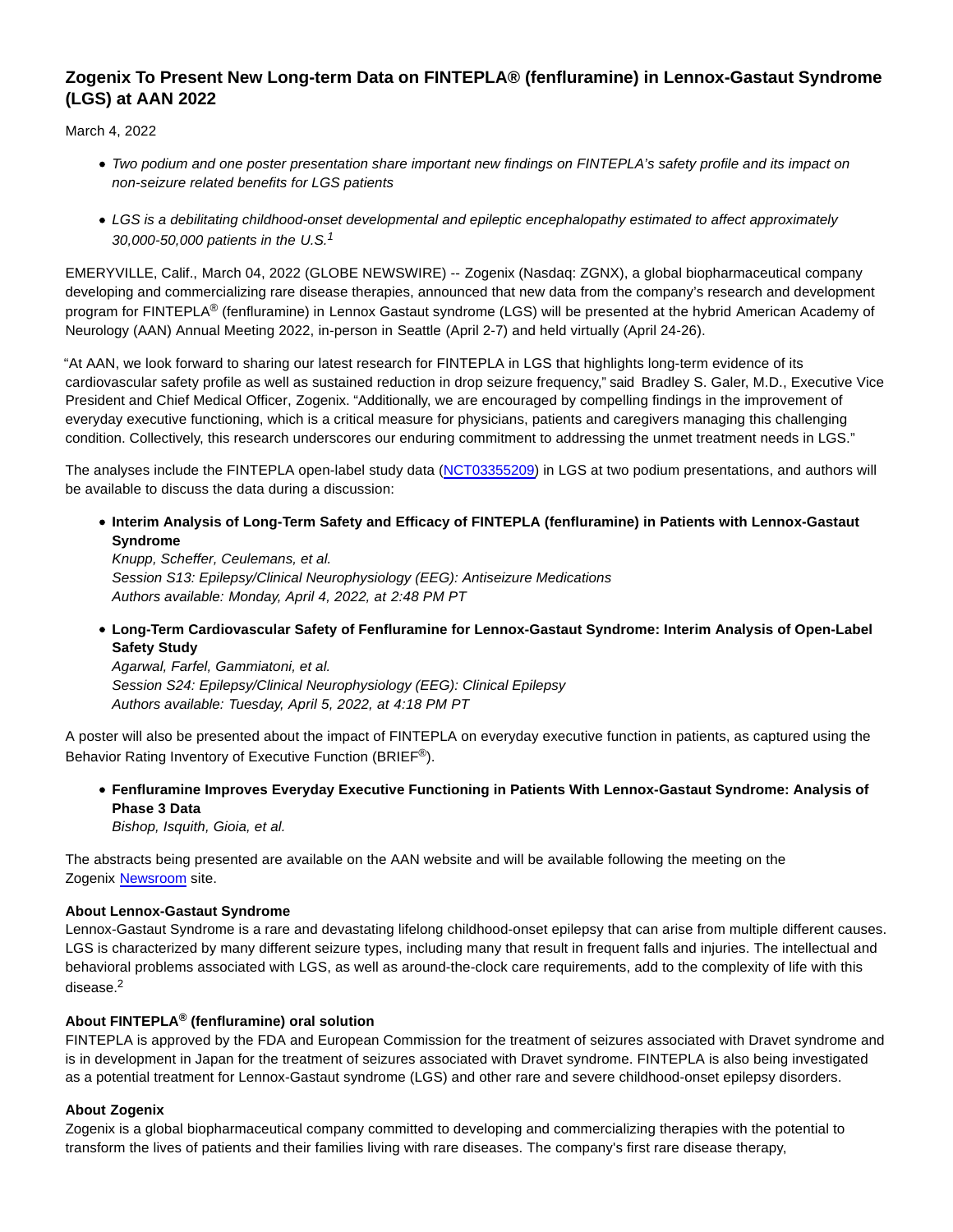# Zogenix To Present New Long-term Data on FINTEPLA® (fenfluramine) in Lennox-Gastaut Syndrome (LGS) at AAN 2022

March 4, 2022

- *Two podium and one poster presentation share important new findings on FINTEPLA's safety profile and its impact on non-seizure related benefits for LGS patients*
- *LGS is a debilitating childhood-onset developmental and epileptic encephalopathy estimated to affect approximately 30,000-50,000 patients in the U.S.*[1]

EMERYVILLE, Calif., March 04, 2022 (GLOBE NEWSWIRE) -- Zogenix (Nasdaq: ZGNX), a global biopharmaceutical company developing and commercializing rare disease therapies, announced that new data from the company's research and development program for FINTEPLA® (fenfluramine) in Lennox Gastaut syndrome (LGS) will be presented at the hybrid American Academy of Neurology (AAN) Annual Meeting 2022, in-person in Seattle (April 2-7) and held virtually (April 24-26).

"At AAN, we look forward to sharing our latest research for FINTEPLA in LGS that highlights long-term evidence of its cardiovascular safety profile as well as sustained reduction in drop seizure frequency," said Bradley S. Galer, M.D., Executive Vice President and Chief Medical Officer, Zogenix. "Additionally, we are encouraged by compelling findings in the improvement of everyday executive functioning, which is a critical measure for physicians, patients and caregivers managing this challenging condition. Collectively, this research underscores our enduring commitment to addressing the unmet treatment needs in LGS."

The analyses include the FINTEPLA open-label study data (NCT03355209) in LGS at two podium presentations, and authors will be available to discuss the data during a discussion:

- **Interim Analysis of Long-Term Safety and Efficacy of FINTEPLA (fenfluramine) in Patients with Lennox-Gastaut Syndrome**
  *Knupp, Scheffer, Ceulemans, et al.*
  *Session S13: Epilepsy/Clinical Neurophysiology (EEG): Antiseizure Medications*
  *Authors available: Monday, April 4, 2022, at 2:48 PM PT*
- **Long-Term Cardiovascular Safety of Fenfluramine for Lennox-Gastaut Syndrome: Interim Analysis of Open-Label Safety Study**
  *Agarwal, Farfel, Gammiatoni, et al.*
  *Session S24: Epilepsy/Clinical Neurophysiology (EEG): Clinical Epilepsy*
  *Authors available: Tuesday, April 5, 2022, at 4:18 PM PT*

A poster will also be presented about the impact of FINTEPLA on everyday executive function in patients, as captured using the Behavior Rating Inventory of Executive Function (BRIEF®).

- **Fenfluramine Improves Everyday Executive Functioning in Patients With Lennox-Gastaut Syndrome: Analysis of Phase 3 Data**
  *Bishop, Isquith, Gioia, et al.*

The abstracts being presented are available on the AAN website and will be available following the meeting on the Zogenix Newsroom site.

**About Lennox-Gastaut Syndrome**
Lennox-Gastaut Syndrome is a rare and devastating lifelong childhood-onset epilepsy that can arise from multiple different causes. LGS is characterized by many different seizure types, including many that result in frequent falls and injuries. The intellectual and behavioral problems associated with LGS, as well as around-the-clock care requirements, add to the complexity of life with this disease.[2]

**About FINTEPLA® (fenfluramine) oral solution**
FINTEPLA is approved by the FDA and European Commission for the treatment of seizures associated with Dravet syndrome and is in development in Japan for the treatment of seizures associated with Dravet syndrome. FINTEPLA is also being investigated as a potential treatment for Lennox-Gastaut syndrome (LGS) and other rare and severe childhood-onset epilepsy disorders.

**About Zogenix**
Zogenix is a global biopharmaceutical company committed to developing and commercializing therapies with the potential to transform the lives of patients and their families living with rare diseases. The company's first rare disease therapy,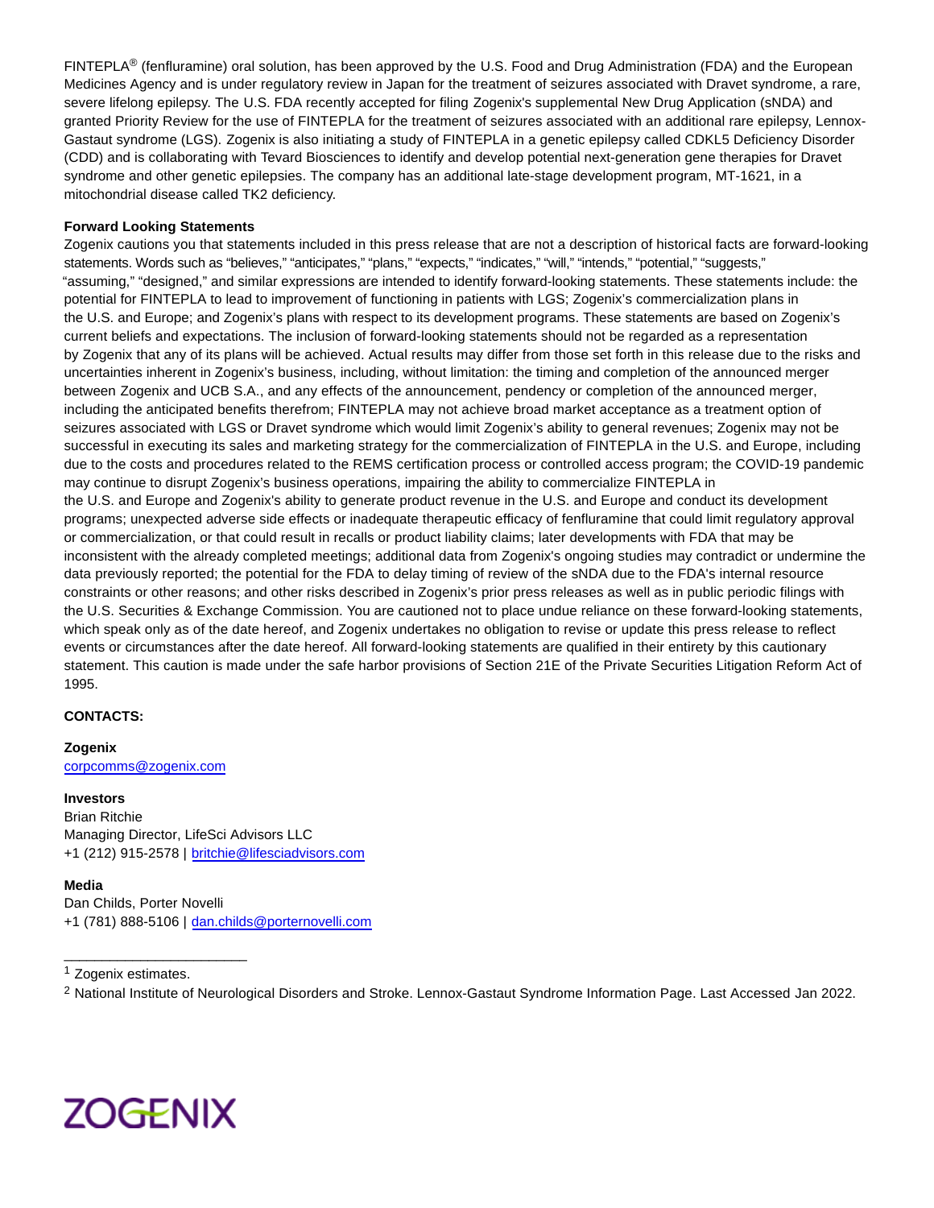FINTEPLA® (fenfluramine) oral solution, has been approved by the U.S. Food and Drug Administration (FDA) and the European Medicines Agency and is under regulatory review in Japan for the treatment of seizures associated with Dravet syndrome, a rare, severe lifelong epilepsy. The U.S. FDA recently accepted for filing Zogenix's supplemental New Drug Application (sNDA) and granted Priority Review for the use of FINTEPLA for the treatment of seizures associated with an additional rare epilepsy, Lennox-Gastaut syndrome (LGS). Zogenix is also initiating a study of FINTEPLA in a genetic epilepsy called CDKL5 Deficiency Disorder (CDD) and is collaborating with Tevard Biosciences to identify and develop potential next-generation gene therapies for Dravet syndrome and other genetic epilepsies. The company has an additional late-stage development program, MT-1621, in a mitochondrial disease called TK2 deficiency.

**Forward Looking Statements**

Zogenix cautions you that statements included in this press release that are not a description of historical facts are forward-looking statements. Words such as "believes," "anticipates," "plans," "expects," "indicates," "will," "intends," "potential," "suggests," "assuming," "designed," and similar expressions are intended to identify forward-looking statements. These statements include: the potential for FINTEPLA to lead to improvement of functioning in patients with LGS; Zogenix's commercialization plans in the U.S. and Europe; and Zogenix's plans with respect to its development programs. These statements are based on Zogenix's current beliefs and expectations. The inclusion of forward-looking statements should not be regarded as a representation by Zogenix that any of its plans will be achieved. Actual results may differ from those set forth in this release due to the risks and uncertainties inherent in Zogenix's business, including, without limitation: the timing and completion of the announced merger between Zogenix and UCB S.A., and any effects of the announcement, pendency or completion of the announced merger, including the anticipated benefits therefrom; FINTEPLA may not achieve broad market acceptance as a treatment option of seizures associated with LGS or Dravet syndrome which would limit Zogenix's ability to general revenues; Zogenix may not be successful in executing its sales and marketing strategy for the commercialization of FINTEPLA in the U.S. and Europe, including due to the costs and procedures related to the REMS certification process or controlled access program; the COVID-19 pandemic may continue to disrupt Zogenix's business operations, impairing the ability to commercialize FINTEPLA in the U.S. and Europe and Zogenix's ability to generate product revenue in the U.S. and Europe and conduct its development programs; unexpected adverse side effects or inadequate therapeutic efficacy of fenfluramine that could limit regulatory approval or commercialization, or that could result in recalls or product liability claims; later developments with FDA that may be inconsistent with the already completed meetings; additional data from Zogenix's ongoing studies may contradict or undermine the data previously reported; the potential for the FDA to delay timing of review of the sNDA due to the FDA's internal resource constraints or other reasons; and other risks described in Zogenix's prior press releases as well as in public periodic filings with the U.S. Securities & Exchange Commission. You are cautioned not to place undue reliance on these forward-looking statements, which speak only as of the date hereof, and Zogenix undertakes no obligation to revise or update this press release to reflect events or circumstances after the date hereof. All forward-looking statements are qualified in their entirety by this cautionary statement. This caution is made under the safe harbor provisions of Section 21E of the Private Securities Litigation Reform Act of 1995.

**CONTACTS:**

**Zogenix**
corpcomms@zogenix.com

**Investors**
Brian Ritchie
Managing Director, LifeSci Advisors LLC
+1 (212) 915-2578 | britchie@lifesciadvisors.com

**Media**
Dan Childs, Porter Novelli
+1 (781) 888-5106 | dan.childs@porternovelli.com

---

[1] Zogenix estimates.

[2] National Institute of Neurological Disorders and Stroke. Lennox-Gastaut Syndrome Information Page. Last Accessed Jan 2022.

ZOGENIX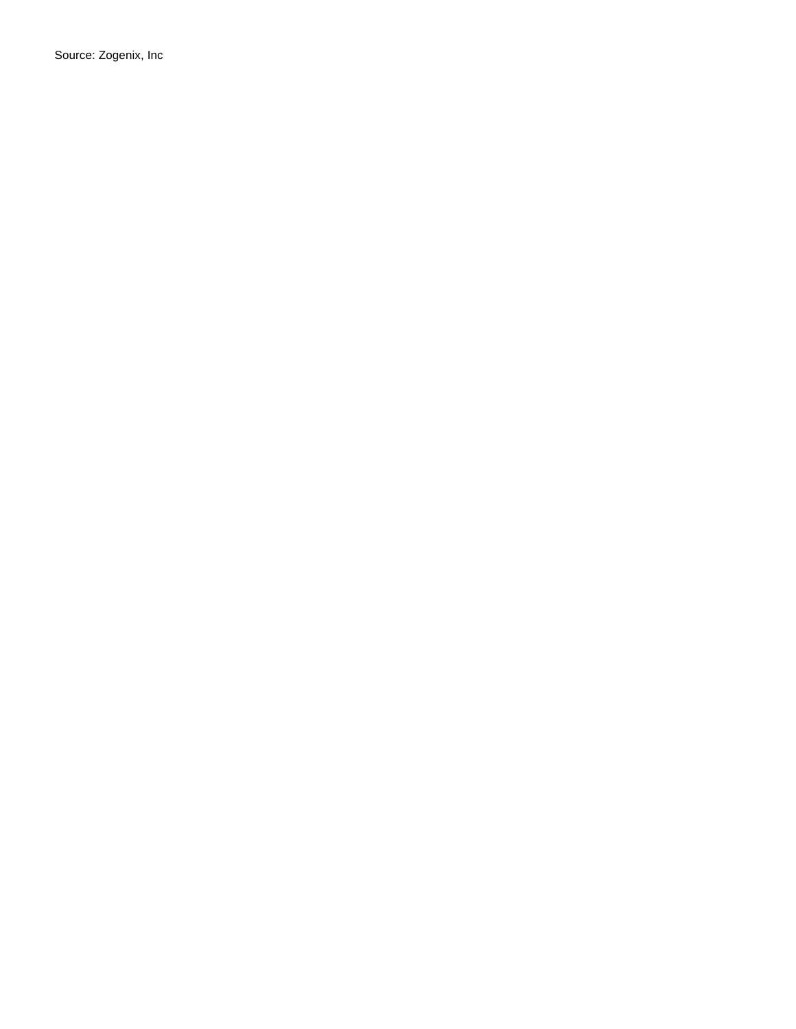Source: Zogenix, Inc